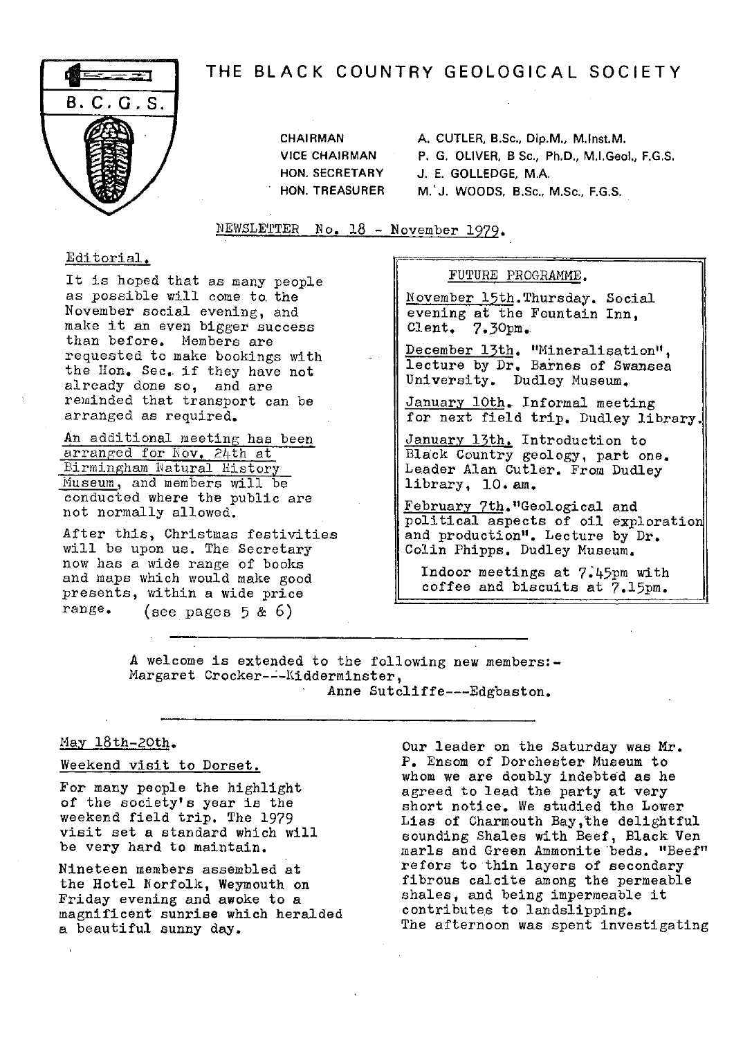# THE BLACK COUNTRY GEOLOGICAL SOCIETY

B.C.G.S.

CHAIRMAN A. CUTLER, B.Sc., Dip.M., M.Inst.M.
VICE CHAIRMAN P. G. OLIVER, B Sc., Ph.D., M.I.Geol., F.G.S.
HON. SECRETARY J. E. GOLLEDGE, M.A.
HON. TREASURER M. J. WOODS, B.Sc., M.Sc., F.G.S.

NEWSLETTER No. 18 - November 1979.

## Editorial.

It is hoped that as many people as possible will come to the November social evening, and make it an even bigger success than before. Members are requested to make bookings with the Hon. Sec. if they have not already done so, and are reminded that transport can be arranged as required.

An additional meeting has been arranged for Nov. 24th at Birmingham Natural History Museum, and members will be conducted where the public are not normally allowed.

After this, Christmas festivities will be upon us. The Secretary now has a wide range of books and maps which would make good presents, within a wide price range. (see pages 5 & 6)

## FUTURE PROGRAMME.

November 15th. Thursday. Social evening at the Fountain Inn, Clent. 7.30pm.

December 13th. "Mineralisation", lecture by Dr. Barnes of Swansea University. Dudley Museum.

January 10th. Informal meeting for next field trip. Dudley library.

January 13th. Introduction to Black Country geology, part one. Leader Alan Cutler. From Dudley library, 10. am.

February 7th. "Geological and political aspects of oil exploration and production". Lecture by Dr. Colin Phipps. Dudley Museum.

Indoor meetings at 7.45pm with coffee and biscuits at 7.15pm.

---

A welcome is extended to the following new members:-
Margaret Crocker---Kidderminster,
Anne Sutcliffe---Edgbaston.

---

## May 18th-20th.

### Weekend visit to Dorset.

For many people the highlight of the society's year is the weekend field trip. The 1979 visit set a standard which will be very hard to maintain.

Nineteen members assembled at the Hotel Norfolk, Weymouth on Friday evening and awoke to a magnificent sunrise which heralded a beautiful sunny day.

Our leader on the Saturday was Mr. P. Ensom of Dorchester Museum to whom we are doubly indebted as he agreed to lead the party at very short notice. We studied the Lower Lias of Charmouth Bay, the delightful sounding Shales with Beef, Black Ven marls and Green Ammonite beds. "Beef" refers to thin layers of secondary fibrous calcite among the permeable shales, and being impermeable it contributes to landslipping.
The afternoon was spent investigating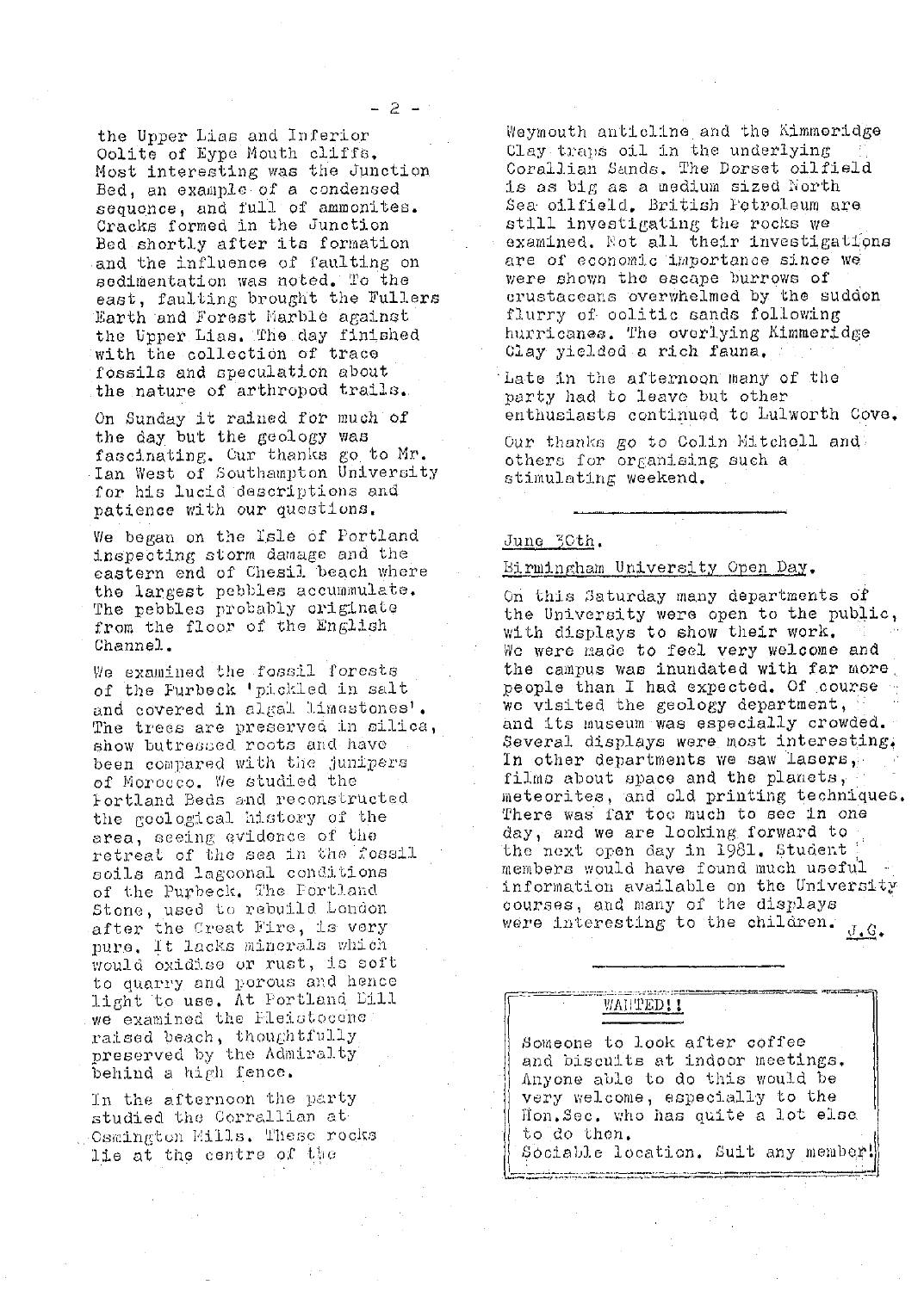the Upper Lias and Inferior Oolite of Eype Mouth cliffs. Most interesting was the Junction Bed, an example of a condensed sequence, and full of ammonites. Cracks formed in the Junction Bed shortly after its formation and the influence of faulting on sedimentation was noted. To the east, faulting brought the Fullers Earth and Forest Marble against the Upper Lias. The day finished with the collection of trace fossils and speculation about the nature of arthropod trails.

On Sunday it rained for much of the day but the geology was fascinating. Our thanks go to Mr. Ian West of Southampton University for his lucid descriptions and patience with our questions.

We began on the Isle of Portland inspecting storm damage and the eastern end of Chesil beach where the largest pebbles accummulate. The pebbles probably originate from the floor of the English Channel.

We examined the fossil forests of the Purbeck 'pickled in salt and covered in algal limestones'. The trees are preserved in silica, show butressed roots and have been compared with the junipers of Morocco. We studied the Portland Beds and reconstructed the geological history of the area, seeing evidence of the retreat of the sea in the fossil soils and lagoonal conditions of the Purbeck. The Portland Stone, used to rebuild London after the Great Fire, is very pure. It lacks minerals which would oxidise or rust, is soft to quarry and porous and hence light to use. At Portland Bill we examined the Pleistocene raised beach, thoughtfully preserved by the Admiralty behind a high fence.

In the afternoon the party studied the Corrallian at Osmington Mills. These rocks lie at the centre of the Weymouth anticline and the Kimmeridge Clay traps oil in the underlying Corallian Sands. The Dorset oilfield is as big as a medium sized North Sea oilfield. British Petroleum are still investigating the rocks we examined. Not all their investigations are of economic importance since we were shown the escape burrows of crustaceans overwhelmed by the sudden flurry of oolitic sands following hurricanes. The overlying Kimmeridge Clay yielded a rich fauna.

Late in the afternoon many of the party had to leave but other enthusiasts continued to Lulworth Cove.

Our thanks go to Colin Mitchell and others for organising such a stimulating weekend.

---

June 30th.

Birmingham University Open Day.

On this Saturday many departments of the University were open to the public, with displays to show their work. We were made to feel very welcome and the campus was inundated with far more people than I had expected. Of course we visited the geology department, and its museum was especially crowded. Several displays were most interesting. In other departments we saw lasers, films about space and the planets, meteorites, and old printing techniques. There was far too much to see in one day, and we are looking forward to the next open day in 1981. Student members would have found much useful information available on the University courses, and many of the displays were interesting to the children. J.G.

---

WANTED!!

Someone to look after coffee and biscuits at indoor meetings. Anyone able to do this would be very welcome, especially to the Hon.Sec. who has quite a lot else to do then.
Sociable location. Suit any member!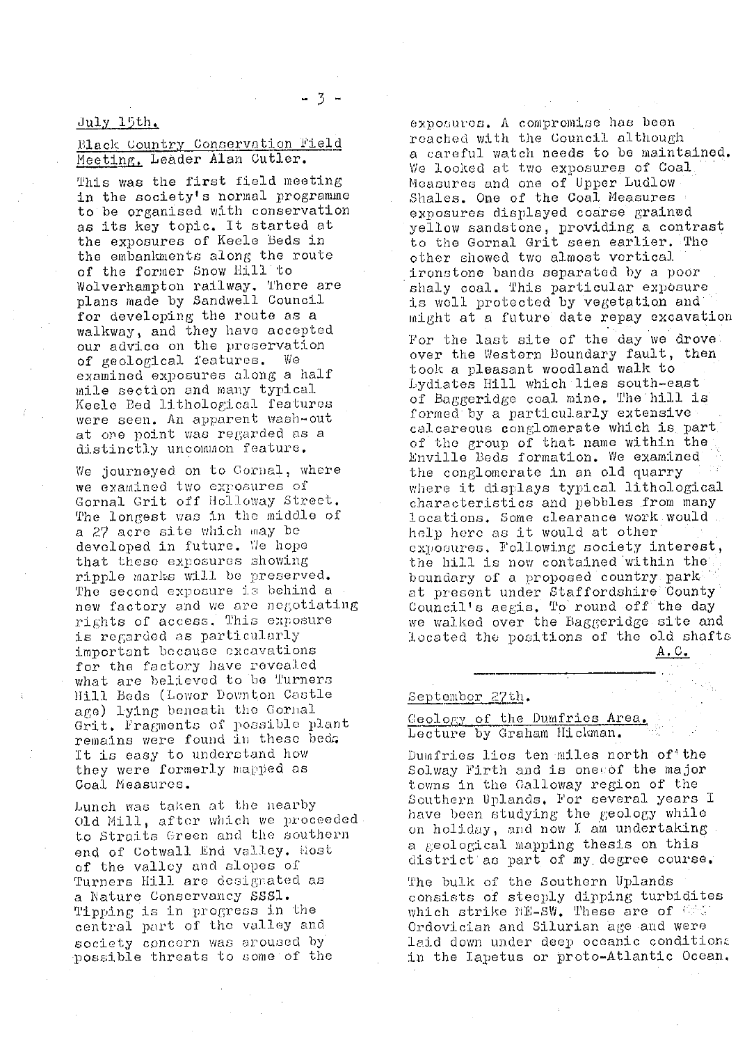July 15th.

Black Country Conservation Field Meeting. Leader Alan Cutler.

This was the first field meeting in the society's normal programme to be organised with conservation as its key topic. It started at the exposures of Keele Beds in the embankments along the route of the former Snow Hill to Wolverhampton railway. There are plans made by Sandwell Council for developing the route as a walkway, and they have accepted our advice on the preservation of geological features. We examined exposures along a half mile section and many typical Keele Bed lithological features were seen. An apparent wash-out at one point was regarded as a distinctly uncommon feature.

We journeyed on to Gornal, where we examined two exposures of Gornal Grit off Holloway Street. The longest was in the middle of a 27 acre site which may be developed in future. We hope that these exposures showing ripple marks will be preserved. The second exposure is behind a new factory and we are negotiating rights of access. This exposure is regarded as particularly important because excavations for the factory have revealed what are believed to be Turners Hill Beds (Lower Downton Castle age) lying beneath the Gornal Grit. Fragments of possible plant remains were found in these beds. It is easy to understand how they were formerly mapped as Coal Measures.

Lunch was taken at the nearby Old Mill, after which we proceeded to Straits Green and the southern end of Cotwall End valley. Most of the valley and slopes of Turners Hill are designated as a Nature Conservancy SSSI. Tipping is in progress in the central part of the valley and society concern was aroused by possible threats to some of the exposures. A compromise has been reached with the Council although a careful watch needs to be maintained. We looked at two exposures of Coal Measures and one of Upper Ludlow Shales. One of the Coal Measures exposures displayed coarse grained yellow sandstone, providing a contrast to the Gornal Grit seen earlier. The other showed two almost vertical ironstone bands separated by a poor shaly coal. This particular exposure is well protected by vegetation and might at a future date repay excavation.

For the last site of the day we drove over the Western Boundary fault, then took a pleasant woodland walk to Lydiates Hill which lies south-east of Baggeridge coal mine. The hill is formed by a particularly extensive calcareous conglomerate which is part of the group of that name within the Enville Beds formation. We examined the conglomerate in an old quarry where it displays typical lithological characteristics and pebbles from many locations. Some clearance work would help here as it would at other exposures. Following society interest, the hill is now contained within the boundary of a proposed country park at present under Staffordshire County Council's aegis. To round off the day we walked over the Baggeridge site and located the positions of the old shafts.

A.C.

---

September 27th.

Geology of the Dumfries Area. Lecture by Graham Hickman.

Dumfries lies ten miles north of the Solway Firth and is one of the major towns in the Galloway region of the Southern Uplands. For several years I have been studying the geology while on holiday, and now I am undertaking a geological mapping thesis on this district as part of my degree course.

The bulk of the Southern Uplands consists of steeply dipping turbidites which strike NE-SW. These are of Ordovician and Silurian age and were laid down under deep oceanic conditions in the Iapetus or proto-Atlantic Ocean.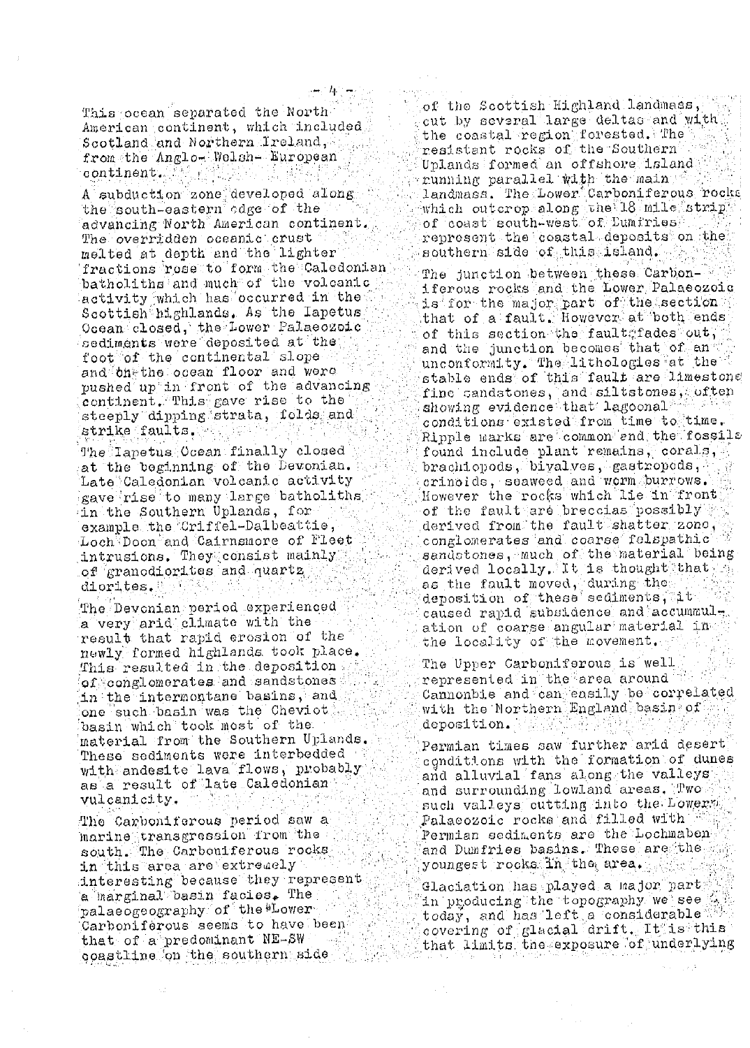This ocean separated the North American continent, which included Scotland and Northern Ireland, from the Anglo-Welsh-European continent.

A subduction zone developed along the south-eastern edge of the advancing North American continent. The overridden oceanic crust melted at depth and the lighter fractions rose to form the Caledonian batholiths and much of the volcanic activity which has occurred in the Scottish highlands. As the Iapetus Ocean closed, the Lower Palaeozoic sediments were deposited at the foot of the continental slope and on the ocean floor and were pushed up in front of the advancing continent. This gave rise to the steeply dipping strata, folds and strike faults.

The Iapetus Ocean finally closed at the beginning of the Devonian. Late Caledonian volcanic activity gave rise to many large batholiths in the Southern Uplands, for example the Criffel-Dalbeattie, Loch Doon and Cairnsmore of Fleet intrusions. They consist mainly of granodiorites and quartz diorites.

The Devonian period experienced a very arid climate with the result that rapid erosion of the newly formed highlands took place. This resulted in the deposition of conglomerates and sandstones in the intermontane basins, and one such basin was the Cheviot basin which took most of the material from the Southern Uplands. These sediments were interbedded with andesite lava flows, probably as a result of late Caledonian vulcanicity.

The Carboniferous period saw a marine transgression from the south. The Carboniferous rocks in this area are extremely interesting because they represent a marginal basin facies. The palaeogeography of the Lower Carboniferous seems to have been that of a predominant NE-SW coastline on the southern side of the Scottish Highland landmass, cut by several large deltas and with the coastal region forested. The resistant rocks of the Southern Uplands formed an offshore island running parallel with the main landmass. The Lower Carboniferous rocks which outcrop along the 18 mile strip of coast south-west of Dumfries represent the coastal deposits on the southern side of this island.

The junction between these Carboniferous rocks and the Lower Palaeozoic is for the major part of the section that of a fault. However at both ends of this section the fault fades out, and the junction becomes that of an unconformity. The lithologies at the stable ends of this fault are limestone fine sandstones, and siltstones, often showing evidence that lagoonal conditions existed from time to time. Ripple marks are common and the fossils found include plant remains, corals, brachiopods, bivalves, gastropods, crinoids, seaweed and worm burrows. However the rocks which lie in front of the fault are breccias possibly derived from the fault shatter zone, conglomerates and coarse felspathic sandstones, much of the material being derived locally. It is thought that, as the fault moved, during the deposition of these sediments, it caused rapid subsidence and accummulation of coarse angular material in the locality of the movement.

The Upper Carboniferous is well represented in the area around Cannonbie and can easily be correlated with the Northern England basin of deposition.

Permian times saw further arid desert conditions with the formation of dunes and alluvial fans along the valleys and surrounding lowland areas. Two such valleys cutting into the Lower Palaeozoic rocks and filled with Permian sediments are the Lochmaben and Dumfries basins. These are the youngest rocks in the area.

Glaciation has played a major part in producing the topography we see today, and has left a considerable covering of glacial drift. It is this that limits the exposure of underlying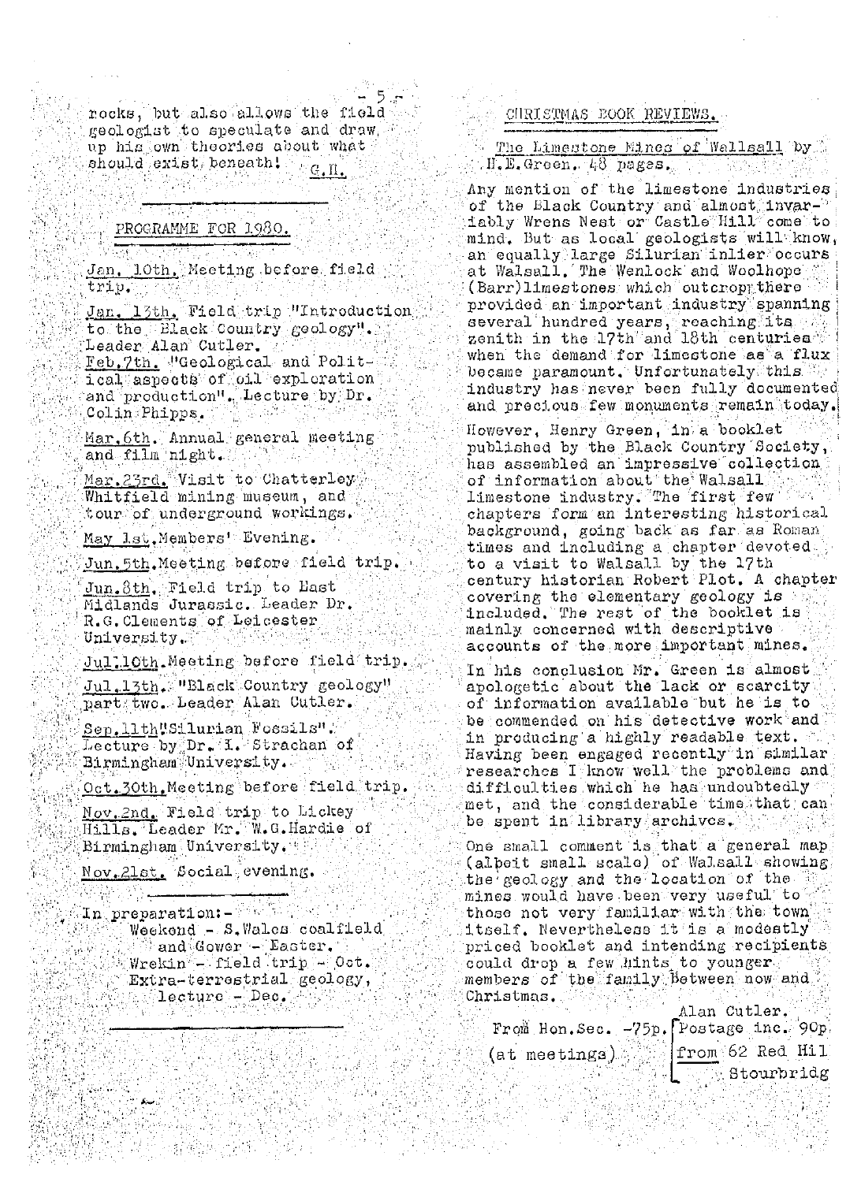rocks, but also allows the field geologist to speculate and draw up his own theories about what should exist beneath! G.H.

---

## PROGRAMME FOR 1980.

Jan. 10th. Meeting before field trip.

Jan. 13th. Field trip "Introduction to the Black Country geology". Leader Alan Cutler.

Feb.7th. "Geological and Political aspects of oil exploration and production". Lecture by Dr. Colin Phipps.

Mar.6th. Annual general meeting and film night.

Mar.23rd. Visit to Chatterley Whitfield mining museum, and tour of underground workings.

May 1st. Members' Evening.

Jun.5th. Meeting before field trip.

Jun.8th. Field trip to East Midlands Jurassic. Leader Dr. R.G. Clements of Leicester University.

Jul.10th. Meeting before field trip.

Jul.13th. "Black Country geology" part two. Leader Alan Cutler.

Sep.11th "Silurian Fossils". Lecture by Dr. I. Strachan of Birmingham University.

Oct.30th. Meeting before field trip.

Nov.2nd. Field trip to Lickey Hills. Leader Mr. W.G. Hardie of Birmingham University.

Nov.21st. Social evening.

In preparation:-
- Weekend - S.Wales coalfield and Gower - Easter.
- Wrekin - field trip - Oct.
- Extra-terrestrial geology, lecture - Dec.

---

## CHRISTMAS BOOK REVIEWS.

The Limestone Mines of Wallsall by H.E. Green. 48 pages.

Any mention of the limestone industries of the Black Country and almost invariably Wrens Nest or Castle Hill come to mind. But as local geologists will know, an equally large Silurian inlier occurs at Walsall. The Wenlock and Woolhope (Barr) limestones which outcrop there provided an important industry spanning several hundred years, reaching its zenith in the 17th and 18th centuries when the demand for limestone as a flux became paramount. Unfortunately this industry has never been fully documented and precious few monuments remain today.

However, Henry Green, in a booklet published by the Black Country Society, has assembled an impressive collection of information about the Walsall limestone industry. The first few chapters form an interesting historical background, going back as far as Roman times and including a chapter devoted to a visit to Walsall by the 17th century historian Robert Plot. A chapter covering the elementary geology is included. The rest of the booklet is mainly concerned with descriptive accounts of the more important mines.

In his conclusion Mr. Green is almost apologetic about the lack or scarcity of information available but he is to be commended on his detective work and in producing a highly readable text. Having been engaged recently in similar researches I know well the problems and difficulties which he has undoubtedly met, and the considerable time that can be spent in library archives.

One small comment is that a general map (albeit small scale) of Walsall showing the geology and the location of the mines would have been very useful to those not very familiar with the town itself. Nevertheless it is a modestly priced booklet and intending recipients could drop a few hints to younger members of the family between now and Christmas.

Alan Cutler.

From Hon.Sec. -75p. (at meetings) — Postage inc. 90p. from 62 Red Hil Stourbridg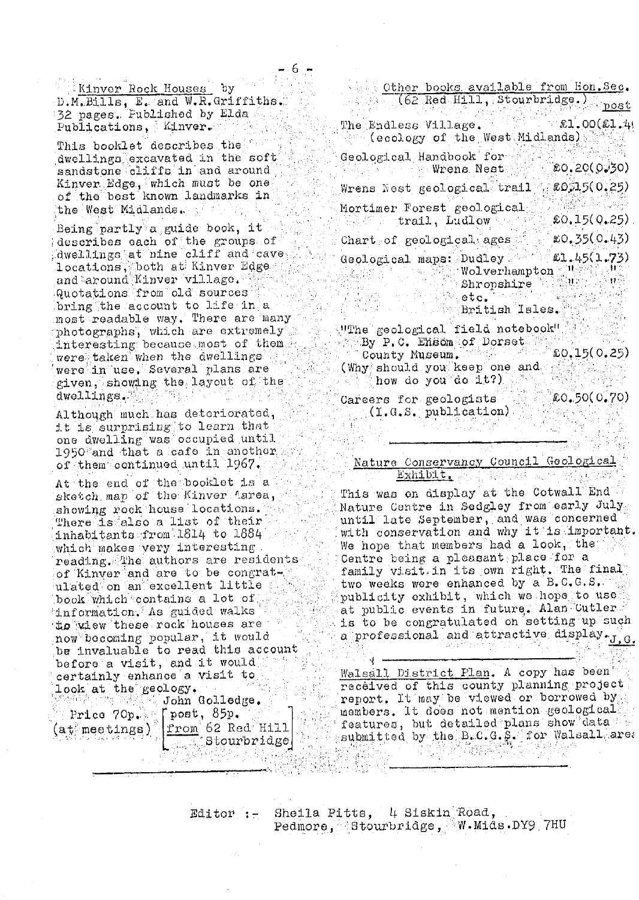Kinver Rock Houses by D.M.Bills, E. and W.R.Griffiths. 32 pages. Published by Elda Publications, Kinver.

This booklet describes the dwellings excavated in the soft sandstone cliffs in and around Kinver Edge, which must be one of the best known landmarks in the West Midlands.

Being partly a guide book, it describes each of the groups of dwellings at nine cliff and cave locations, both at Kinver Edge and around Kinver village. Quotations from old sources bring the account to life in a most readable way. There are many photographs, which are extremely interesting because most of them were taken when the dwellings were in use. Several plans are given, showing the layout of the dwellings.

Although much has deteriorated, it is surprising to learn that one dwelling was occupied until 1950 and that a cafe in another of them continued until 1967.

At the end of the booklet is a sketch map of the Kinver area, showing rock house locations. There is also a list of their inhabitants from 1814 to 1884 which makes very interesting reading. The authors are residents of Kinver and are to be congratulated on an excellent little book which contains a lot of information. As guided walks to view these rock houses are now becoming popular, it would be invaluable to read this account before a visit, and it would certainly enhance a visit to look at the geology.

John Golledge.

Price 70p. (at meetings) [post, 85p. from 62 Red Hill Stourbridge]

---

Other books available from Hon.Sec. (62 Red Hill, Stourbridge.)

| | | post |
|---|---|---|
| The Endless Village. (ecology of the West Midlands) | £1.00 | (£1.4 |
| Geological Handbook for Wrens Nest | £0.20 | (0.30) |
| Wrens Nest geological trail | £0.15 | (0.25) |
| Mortimer Forest geological trail, Ludlow | £0.15 | (0.25) |
| Chart of geological ages | £0.35 | (0.43) |
| Geological maps: Dudley | £1.45 | (1.73) |
| Wolverhampton | " | " |
| Shropshire | " | " |
| etc. | | |
| British Isles. | | |
| "The geological field notebook" By P.C. Ensom of Dorset County Museum. (Why should you keep one and how do you do it?) | £0.15 | (0.25) |
| Careers for geologists (I.G.S. publication) | £0.50 | (0.70) |

---

## Nature Conservancy Council Geological Exhibit.

This was on display at the Cotwall End Nature Centre in Sedgley from early July until late September, and was concerned with conservation and why it is important. We hope that members had a look, the Centre being a pleasant place for a family visit in its own right. The final two weeks were enhanced by a B.C.G.S. publicity exhibit, which we hope to use at public events in future. Alan Cutler is to be congratulated on setting up such a professional and attractive display. J.G.

---

Walsall District Plan. A copy has been received of this county planning project report. It may be viewed or borrowed by members. It does not mention geological features, but detailed plans show data submitted by the B.C.G.S. for Walsall area

---

Editor :- Sheila Pitts, 4 Siskin Road, Pedmore, Stourbridge, W.Mids.DY9 7HU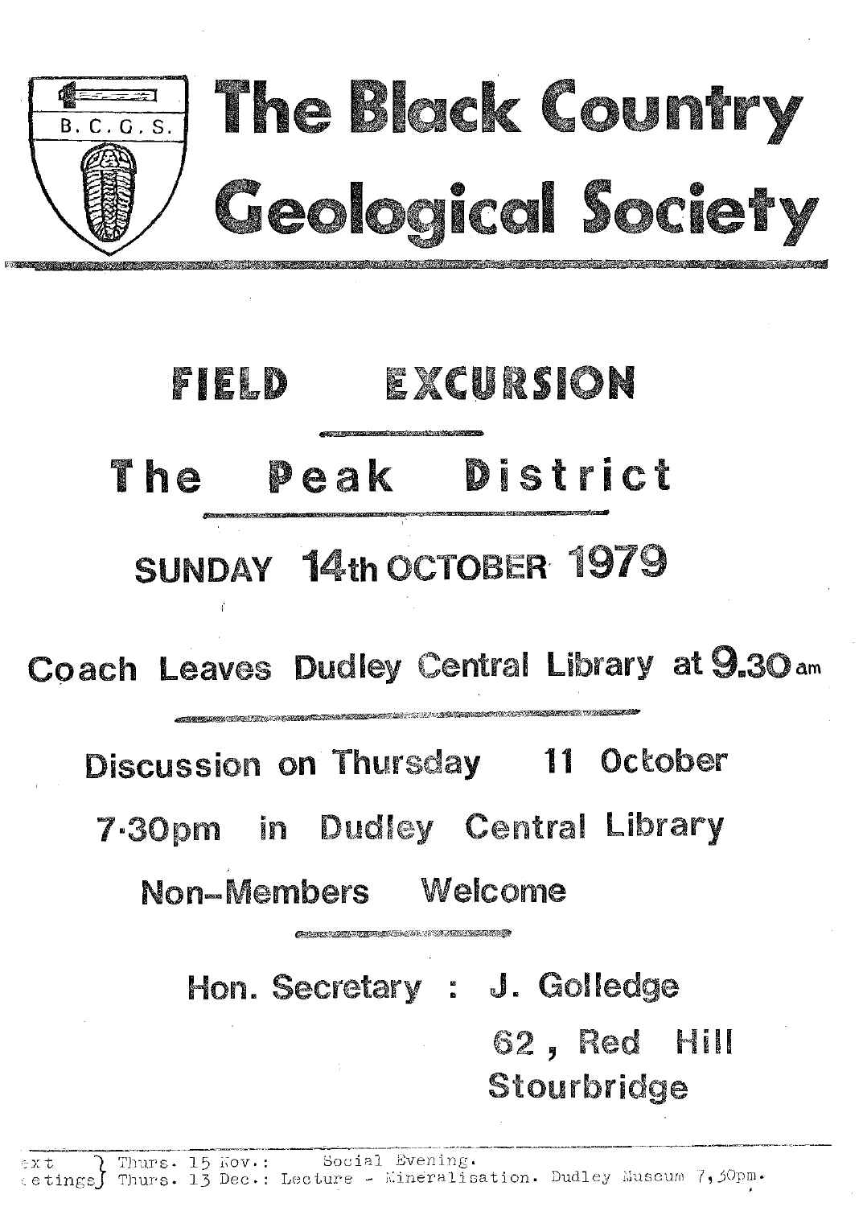# The Black Country Geological Society

B.C.G.S.

## FIELD EXCURSION

## The Peak District

**SUNDAY 14th OCTOBER 1979**

**Coach Leaves Dudley Central Library at 9.30 am**

**Discussion on Thursday 11 October**

**7·30pm in Dudley Central Library**

**Non-Members Welcome**

Hon. Secretary : J. Golledge
62, Red Hill
Stourbridge

Next Meetings:
Thurs. 15 Nov.: Social Evening.
Thurs. 13 Dec.: Lecture - Mineralisation. Dudley Museum 7,30pm.